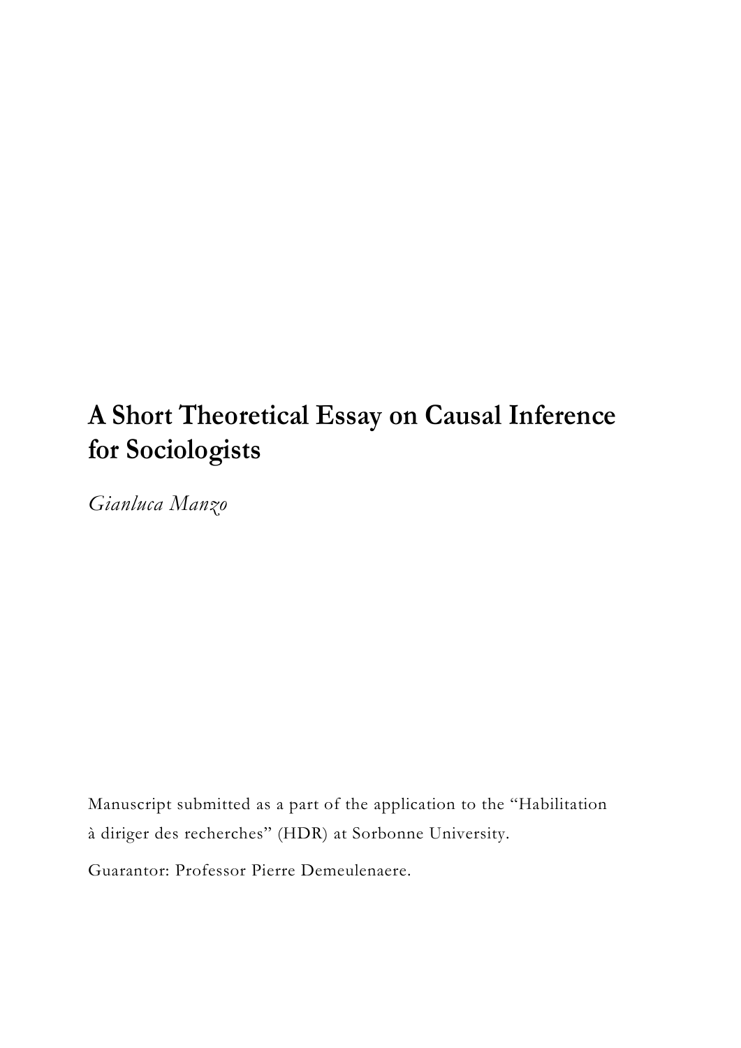# A Short Theoretical Essay on Causal Inference for Sociologists

*Gianluca Manzo*

Manuscript submitted as a part of the application to the "Habilitation à diriger des recherches" (HDR) at Sorbonne University.

Guarantor: Professor Pierre Demeulenaere.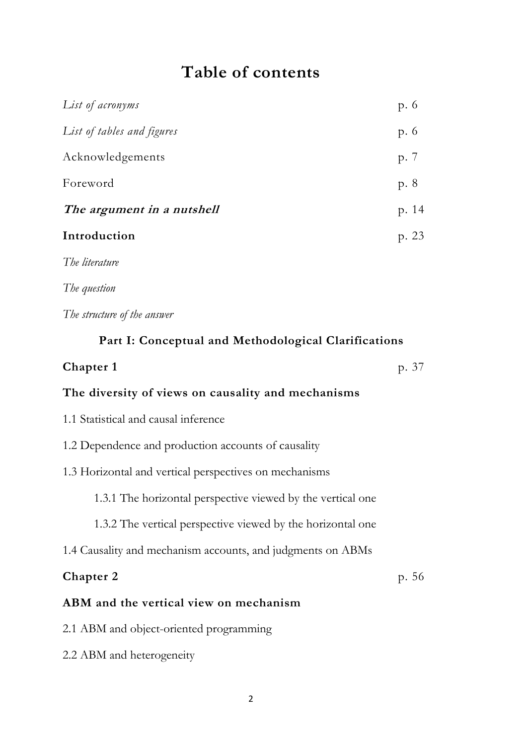# Table of contents

| | |
|---|---|
| *List of acronyms* | p. 6 |
| *List of tables and figures* | p. 6 |
| Acknowledgements | p. 7 |
| Foreword | p. 8 |
| ***The argument in a nutshell*** | p. 14 |
| **Introduction** | p. 23 |

*The literature*

*The question*

*The structure of the answer*

## Part I: Conceptual and Methodological Clarifications

**Chapter 1** p. 37

**The diversity of views on causality and mechanisms**

1.1 Statistical and causal inference

1.2 Dependence and production accounts of causality

1.3 Horizontal and vertical perspectives on mechanisms

- 1.3.1 The horizontal perspective viewed by the vertical one
- 1.3.2 The vertical perspective viewed by the horizontal one

1.4 Causality and mechanism accounts, and judgments on ABMs

**Chapter 2** p. 56

**ABM and the vertical view on mechanism**

2.1 ABM and object-oriented programming

2.2 ABM and heterogeneity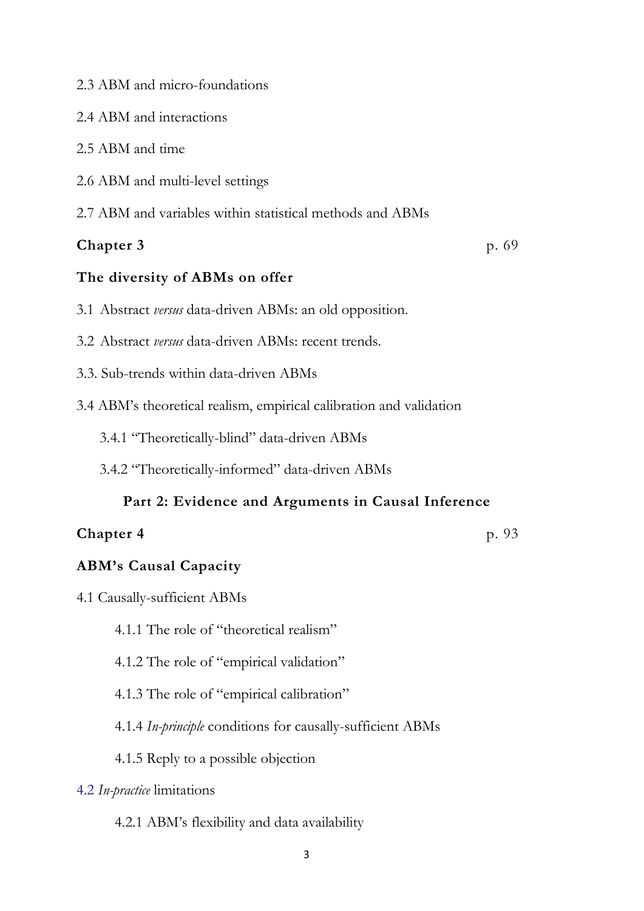2.3 ABM and micro-foundations

2.4 ABM and interactions

2.5 ABM and time

2.6 ABM and multi-level settings

2.7 ABM and variables within statistical methods and ABMs

**Chapter 3** p. 69

**The diversity of ABMs on offer**

3.1 Abstract *versus* data-driven ABMs: an old opposition.

3.2 Abstract *versus* data-driven ABMs: recent trends.

3.3. Sub-trends within data-driven ABMs

3.4 ABM's theoretical realism, empirical calibration and validation

- 3.4.1 "Theoretically-blind" data-driven ABMs
- 3.4.2 "Theoretically-informed" data-driven ABMs

**Part 2: Evidence and Arguments in Causal Inference**

**Chapter 4** p. 93

**ABM's Causal Capacity**

4.1 Causally-sufficient ABMs

- 4.1.1 The role of "theoretical realism"
- 4.1.2 The role of "empirical validation"
- 4.1.3 The role of "empirical calibration"
- 4.1.4 *In-principle* conditions for causally-sufficient ABMs
- 4.1.5 Reply to a possible objection

4.2 *In-practice* limitations

- 4.2.1 ABM's flexibility and data availability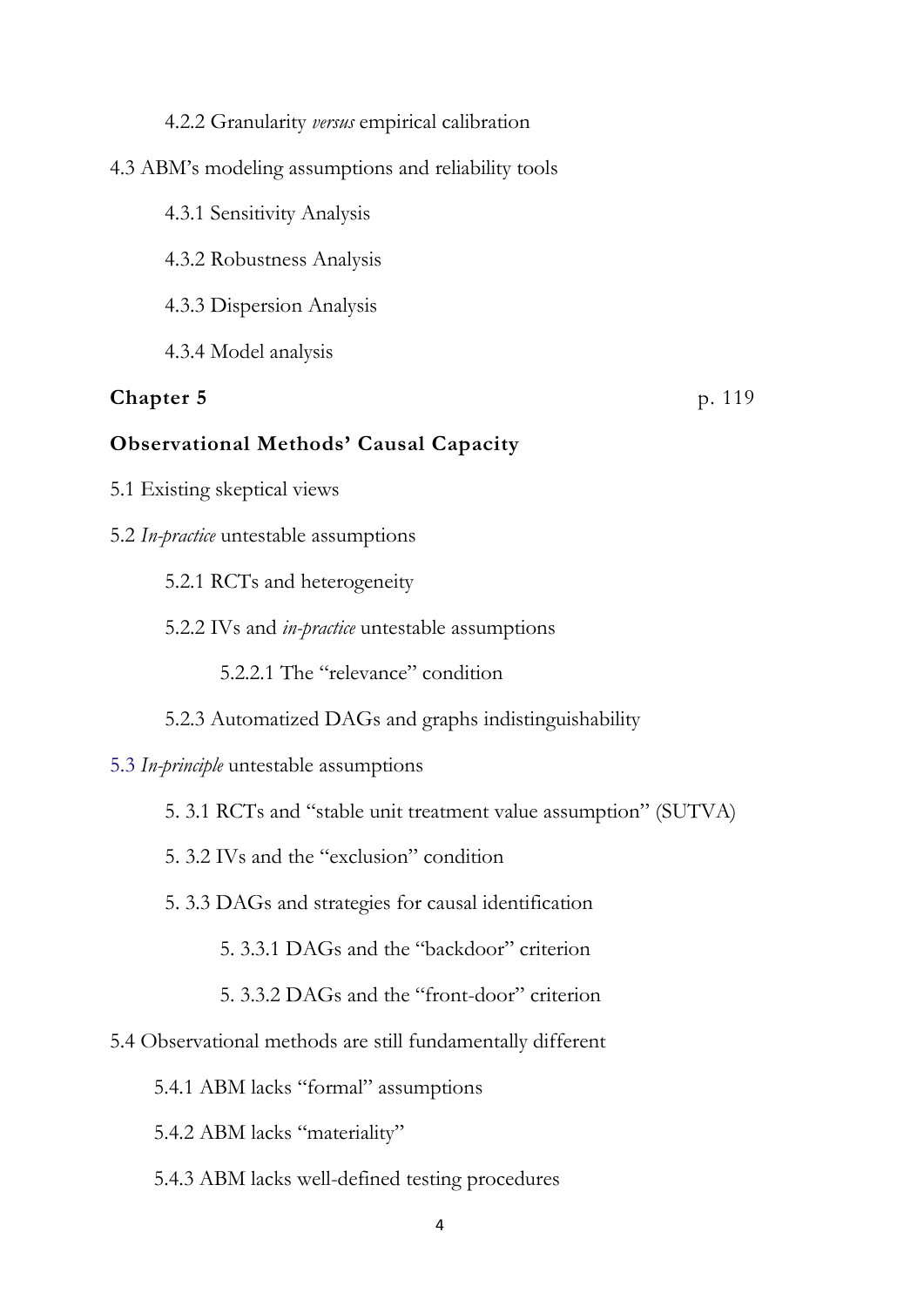4.2.2 Granularity *versus* empirical calibration

4.3 ABM's modeling assumptions and reliability tools

4.3.1 Sensitivity Analysis

4.3.2 Robustness Analysis

4.3.3 Dispersion Analysis

4.3.4 Model analysis

**Chapter 5** p. 119

**Observational Methods' Causal Capacity**

5.1 Existing skeptical views

5.2 *In-practice* untestable assumptions

5.2.1 RCTs and heterogeneity

5.2.2 IVs and *in-practice* untestable assumptions

5.2.2.1 The "relevance" condition

5.2.3 Automatized DAGs and graphs indistinguishability

5.3 *In-principle* untestable assumptions

5. 3.1 RCTs and "stable unit treatment value assumption" (SUTVA)

5. 3.2 IVs and the "exclusion" condition

5. 3.3 DAGs and strategies for causal identification

5. 3.3.1 DAGs and the "backdoor" criterion

5. 3.3.2 DAGs and the "front-door" criterion

5.4 Observational methods are still fundamentally different

5.4.1 ABM lacks "formal" assumptions

5.4.2 ABM lacks "materiality"

5.4.3 ABM lacks well-defined testing procedures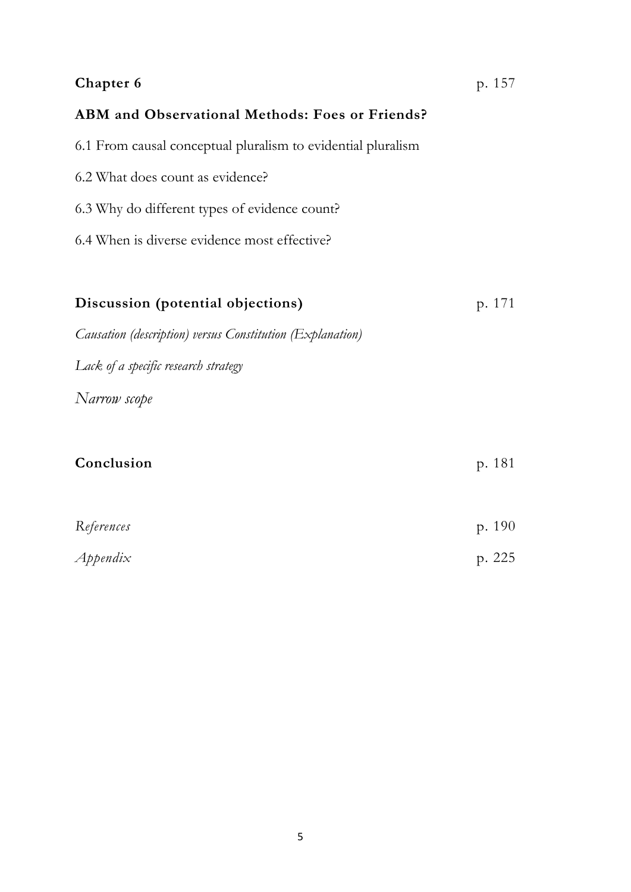**Chapter 6** p. 157

**ABM and Observational Methods: Foes or Friends?**

6.1 From causal conceptual pluralism to evidential pluralism

6.2 What does count as evidence?

6.3 Why do different types of evidence count?

6.4 When is diverse evidence most effective?

**Discussion (potential objections)** p. 171

*Causation (description) versus Constitution (Explanation)*

*Lack of a specific research strategy*

*Narrow scope*

**Conclusion** p. 181

*References* p. 190

*Appendix* p. 225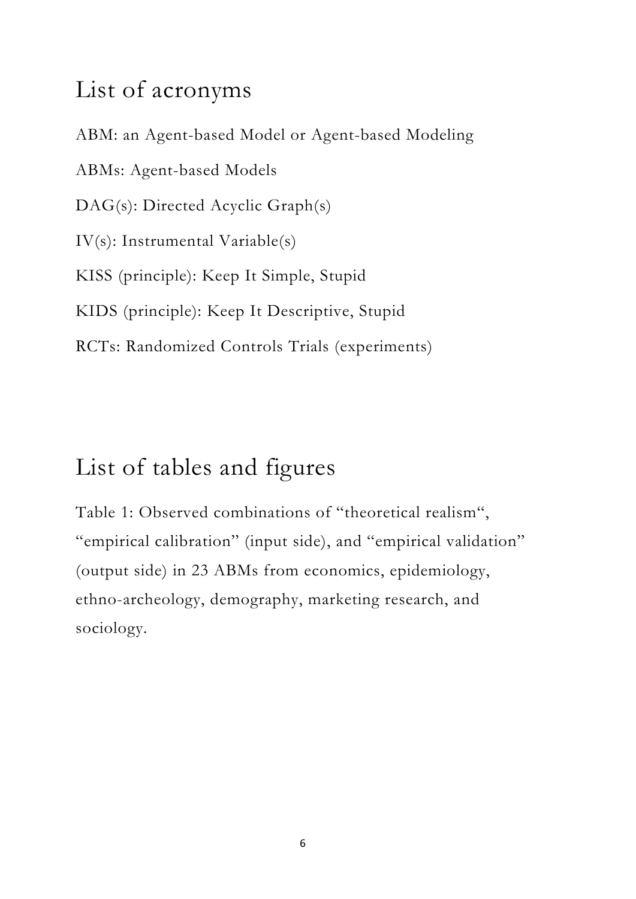# List of acronyms

ABM: an Agent-based Model or Agent-based Modeling

ABMs: Agent-based Models

DAG(s): Directed Acyclic Graph(s)

IV(s): Instrumental Variable(s)

KISS (principle): Keep It Simple, Stupid

KIDS (principle): Keep It Descriptive, Stupid

RCTs: Randomized Controls Trials (experiments)

# List of tables and figures

Table 1: Observed combinations of "theoretical realism", "empirical calibration" (input side), and "empirical validation" (output side) in 23 ABMs from economics, epidemiology, ethno-archeology, demography, marketing research, and sociology.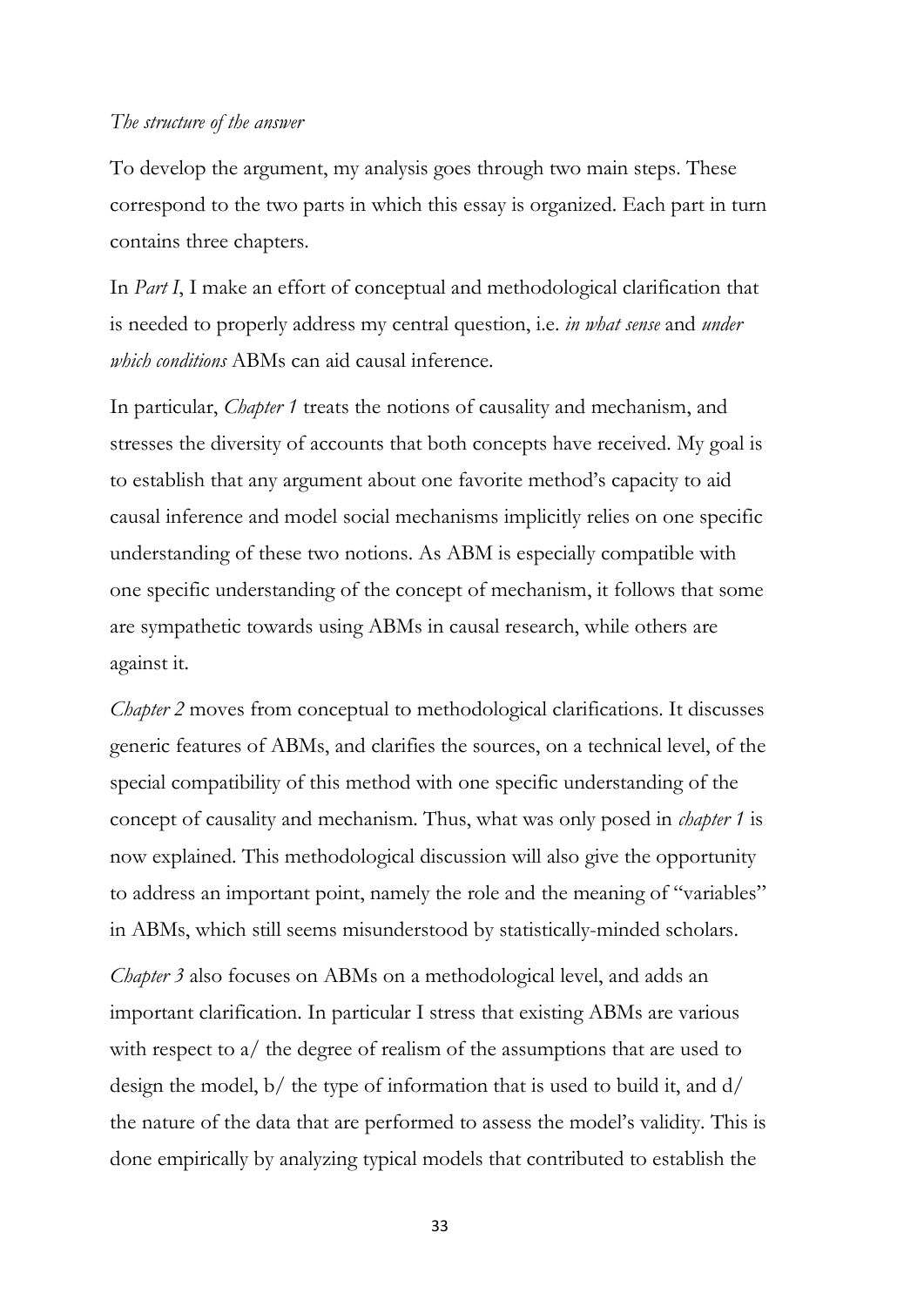*The structure of the answer*

To develop the argument, my analysis goes through two main steps. These correspond to the two parts in which this essay is organized. Each part in turn contains three chapters.

In *Part I*, I make an effort of conceptual and methodological clarification that is needed to properly address my central question, i.e. *in what sense* and *under which conditions* ABMs can aid causal inference.

In particular, *Chapter 1* treats the notions of causality and mechanism, and stresses the diversity of accounts that both concepts have received. My goal is to establish that any argument about one favorite method's capacity to aid causal inference and model social mechanisms implicitly relies on one specific understanding of these two notions. As ABM is especially compatible with one specific understanding of the concept of mechanism, it follows that some are sympathetic towards using ABMs in causal research, while others are against it.

*Chapter 2* moves from conceptual to methodological clarifications. It discusses generic features of ABMs, and clarifies the sources, on a technical level, of the special compatibility of this method with one specific understanding of the concept of causality and mechanism. Thus, what was only posed in *chapter 1* is now explained. This methodological discussion will also give the opportunity to address an important point, namely the role and the meaning of "variables" in ABMs, which still seems misunderstood by statistically-minded scholars.

*Chapter 3* also focuses on ABMs on a methodological level, and adds an important clarification. In particular I stress that existing ABMs are various with respect to a/ the degree of realism of the assumptions that are used to design the model, b/ the type of information that is used to build it, and d/ the nature of the data that are performed to assess the model's validity. This is done empirically by analyzing typical models that contributed to establish the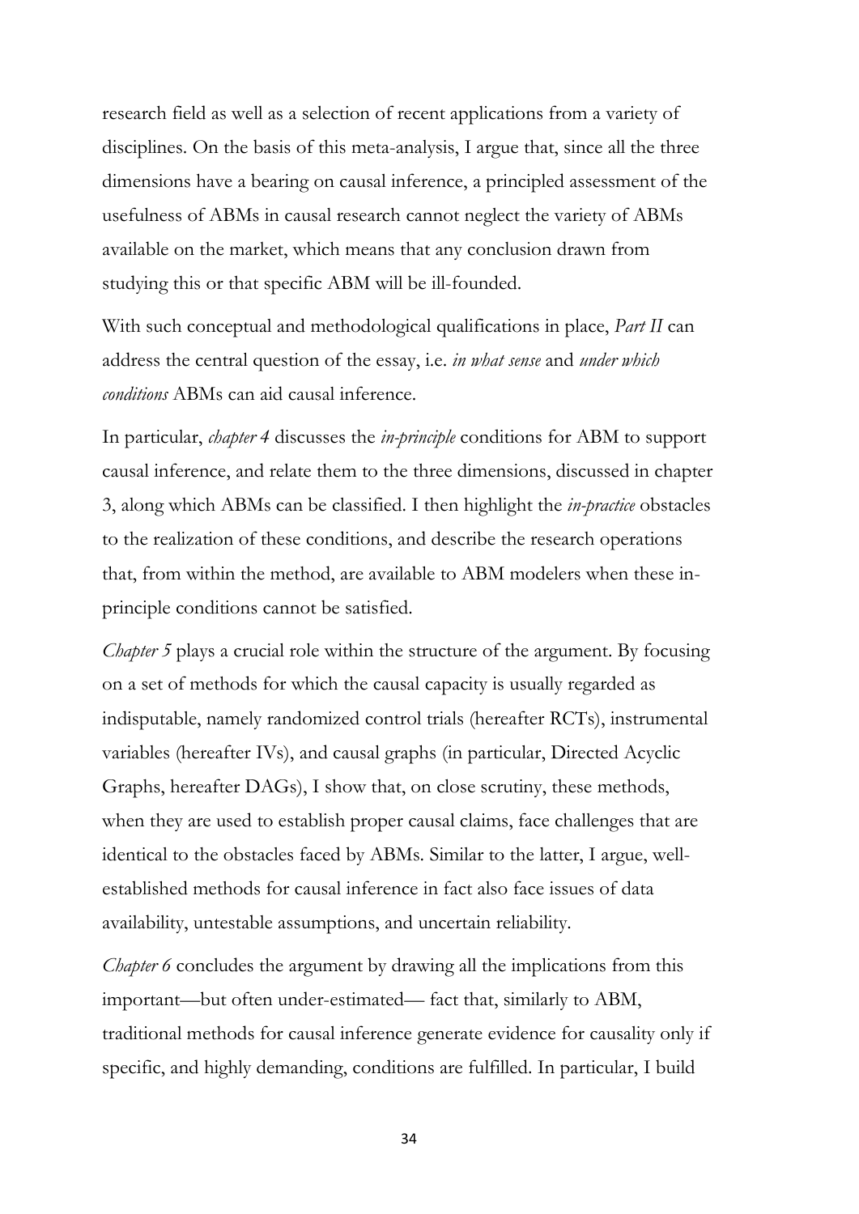research field as well as a selection of recent applications from a variety of disciplines. On the basis of this meta-analysis, I argue that, since all the three dimensions have a bearing on causal inference, a principled assessment of the usefulness of ABMs in causal research cannot neglect the variety of ABMs available on the market, which means that any conclusion drawn from studying this or that specific ABM will be ill-founded.

With such conceptual and methodological qualifications in place, *Part II* can address the central question of the essay, i.e. *in what sense* and *under which conditions* ABMs can aid causal inference.

In particular, *chapter 4* discusses the *in-principle* conditions for ABM to support causal inference, and relate them to the three dimensions, discussed in chapter 3, along which ABMs can be classified. I then highlight the *in-practice* obstacles to the realization of these conditions, and describe the research operations that, from within the method, are available to ABM modelers when these in-principle conditions cannot be satisfied.

*Chapter 5* plays a crucial role within the structure of the argument. By focusing on a set of methods for which the causal capacity is usually regarded as indisputable, namely randomized control trials (hereafter RCTs), instrumental variables (hereafter IVs), and causal graphs (in particular, Directed Acyclic Graphs, hereafter DAGs), I show that, on close scrutiny, these methods, when they are used to establish proper causal claims, face challenges that are identical to the obstacles faced by ABMs. Similar to the latter, I argue, well-established methods for causal inference in fact also face issues of data availability, untestable assumptions, and uncertain reliability.

*Chapter 6* concludes the argument by drawing all the implications from this important—but often under-estimated— fact that, similarly to ABM, traditional methods for causal inference generate evidence for causality only if specific, and highly demanding, conditions are fulfilled. In particular, I build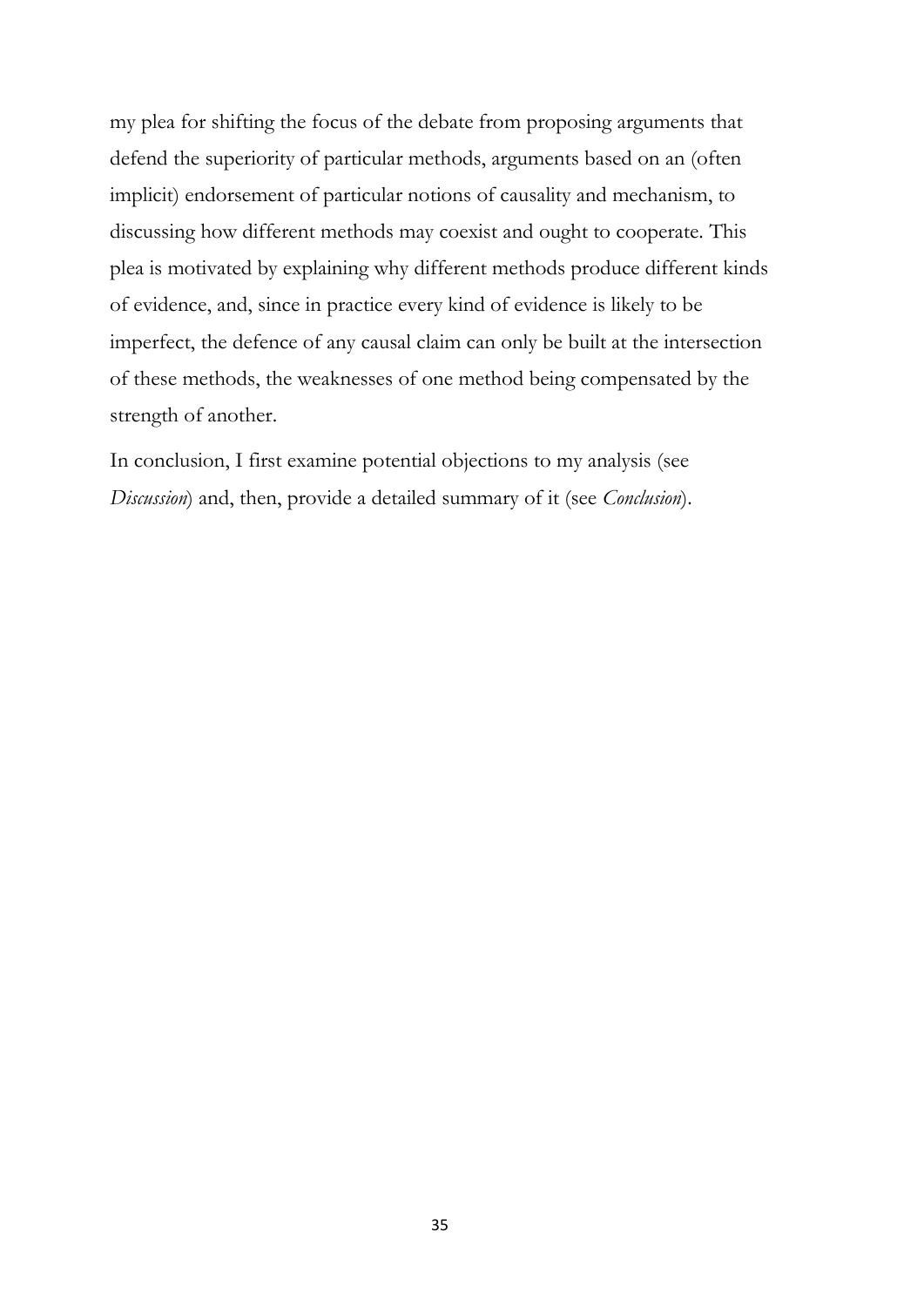my plea for shifting the focus of the debate from proposing arguments that defend the superiority of particular methods, arguments based on an (often implicit) endorsement of particular notions of causality and mechanism, to discussing how different methods may coexist and ought to cooperate. This plea is motivated by explaining why different methods produce different kinds of evidence, and, since in practice every kind of evidence is likely to be imperfect, the defence of any causal claim can only be built at the intersection of these methods, the weaknesses of one method being compensated by the strength of another.

In conclusion, I first examine potential objections to my analysis (see *Discussion*) and, then, provide a detailed summary of it (see *Conclusion*).